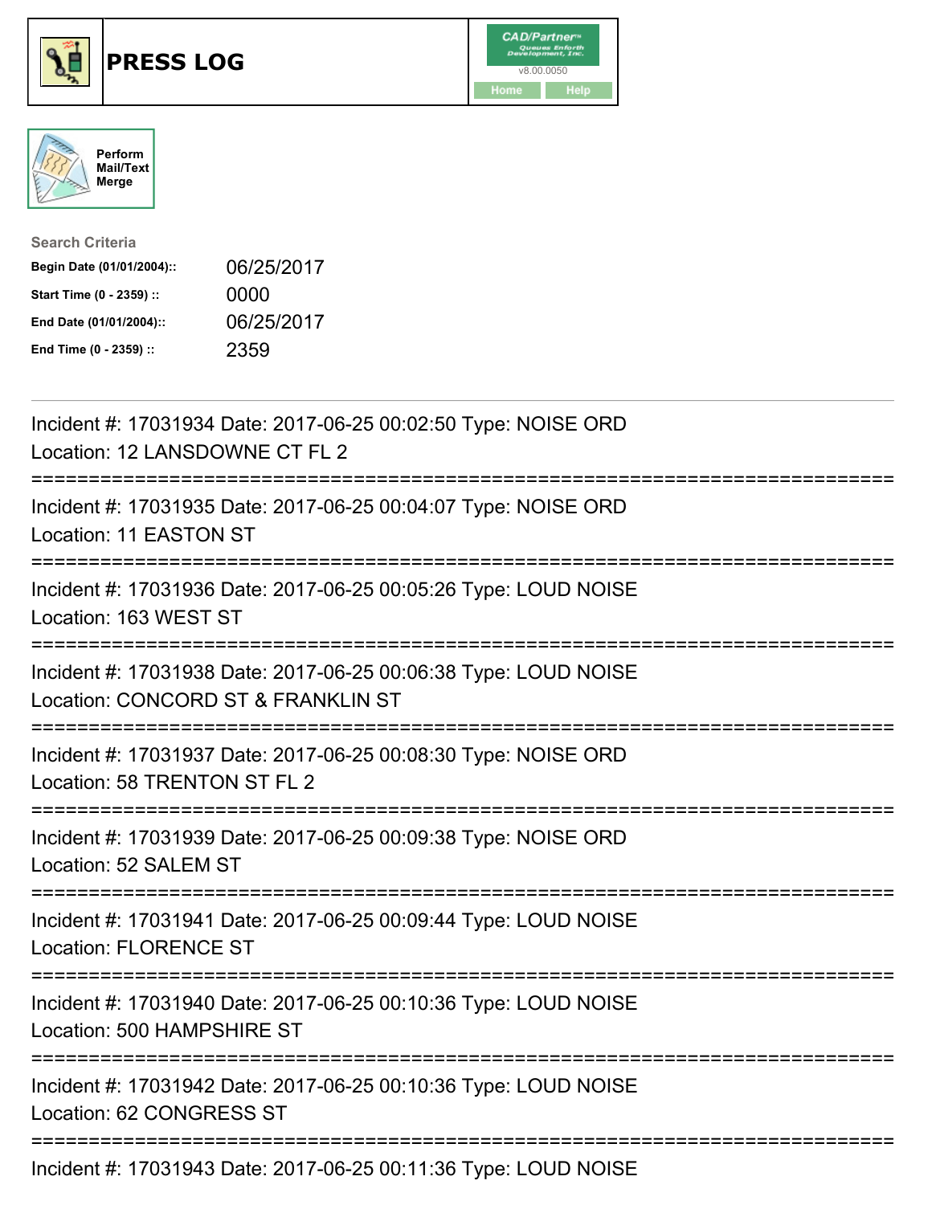# PRESS LOG

CAD/Partner
v8.00.0050
Home Help

Perform Mail/Text Merge

**Search Criteria**

| | |
|---|---|
| **Begin Date (01/01/2004)::** | 06/25/2017 |
| **Start Time (0 - 2359) ::** | 0000 |
| **End Date (01/01/2004)::** | 06/25/2017 |
| **End Time (0 - 2359) ::** | 2359 |

Incident #: 17031934 Date: 2017-06-25 00:02:50 Type: NOISE ORD
Location: 12 LANSDOWNE CT FL 2

===========================================================================

Incident #: 17031935 Date: 2017-06-25 00:04:07 Type: NOISE ORD
Location: 11 EASTON ST

===========================================================================

Incident #: 17031936 Date: 2017-06-25 00:05:26 Type: LOUD NOISE
Location: 163 WEST ST

===========================================================================

Incident #: 17031938 Date: 2017-06-25 00:06:38 Type: LOUD NOISE
Location: CONCORD ST & FRANKLIN ST

===========================================================================

Incident #: 17031937 Date: 2017-06-25 00:08:30 Type: NOISE ORD
Location: 58 TRENTON ST FL 2

===========================================================================

Incident #: 17031939 Date: 2017-06-25 00:09:38 Type: NOISE ORD
Location: 52 SALEM ST

===========================================================================

Incident #: 17031941 Date: 2017-06-25 00:09:44 Type: LOUD NOISE
Location: FLORENCE ST

===========================================================================

Incident #: 17031940 Date: 2017-06-25 00:10:36 Type: LOUD NOISE
Location: 500 HAMPSHIRE ST

===========================================================================

Incident #: 17031942 Date: 2017-06-25 00:10:36 Type: LOUD NOISE
Location: 62 CONGRESS ST

===========================================================================

Incident #: 17031943 Date: 2017-06-25 00:11:36 Type: LOUD NOISE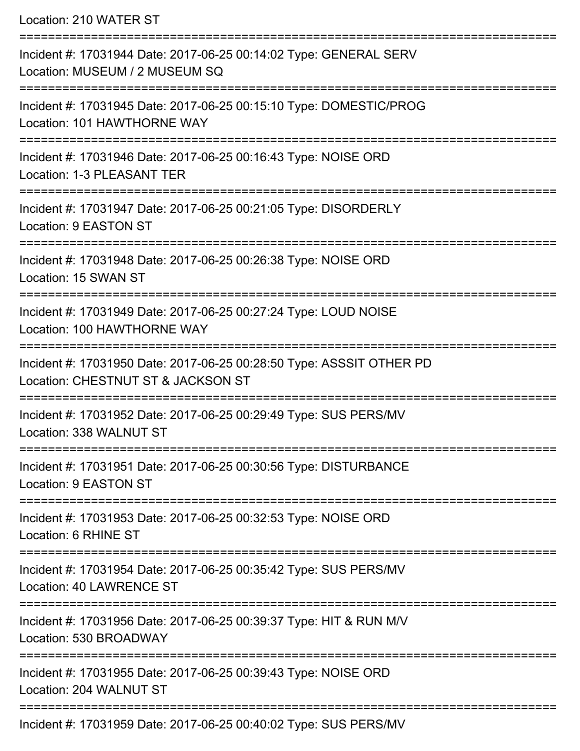Location: 210 WATER ST

===========================================================================

Incident #: 17031944 Date: 2017-06-25 00:14:02 Type: GENERAL SERV
Location: MUSEUM / 2 MUSEUM SQ

===========================================================================

Incident #: 17031945 Date: 2017-06-25 00:15:10 Type: DOMESTIC/PROG
Location: 101 HAWTHORNE WAY

===========================================================================

Incident #: 17031946 Date: 2017-06-25 00:16:43 Type: NOISE ORD
Location: 1-3 PLEASANT TER

===========================================================================

Incident #: 17031947 Date: 2017-06-25 00:21:05 Type: DISORDERLY
Location: 9 EASTON ST

===========================================================================

Incident #: 17031948 Date: 2017-06-25 00:26:38 Type: NOISE ORD
Location: 15 SWAN ST

===========================================================================

Incident #: 17031949 Date: 2017-06-25 00:27:24 Type: LOUD NOISE
Location: 100 HAWTHORNE WAY

===========================================================================

Incident #: 17031950 Date: 2017-06-25 00:28:50 Type: ASSSIT OTHER PD
Location: CHESTNUT ST & JACKSON ST

===========================================================================

Incident #: 17031952 Date: 2017-06-25 00:29:49 Type: SUS PERS/MV
Location: 338 WALNUT ST

===========================================================================

Incident #: 17031951 Date: 2017-06-25 00:30:56 Type: DISTURBANCE
Location: 9 EASTON ST

===========================================================================

Incident #: 17031953 Date: 2017-06-25 00:32:53 Type: NOISE ORD
Location: 6 RHINE ST

===========================================================================

Incident #: 17031954 Date: 2017-06-25 00:35:42 Type: SUS PERS/MV
Location: 40 LAWRENCE ST

===========================================================================

Incident #: 17031956 Date: 2017-06-25 00:39:37 Type: HIT & RUN M/V
Location: 530 BROADWAY

===========================================================================

Incident #: 17031955 Date: 2017-06-25 00:39:43 Type: NOISE ORD
Location: 204 WALNUT ST

===========================================================================

Incident #: 17031959 Date: 2017-06-25 00:40:02 Type: SUS PERS/MV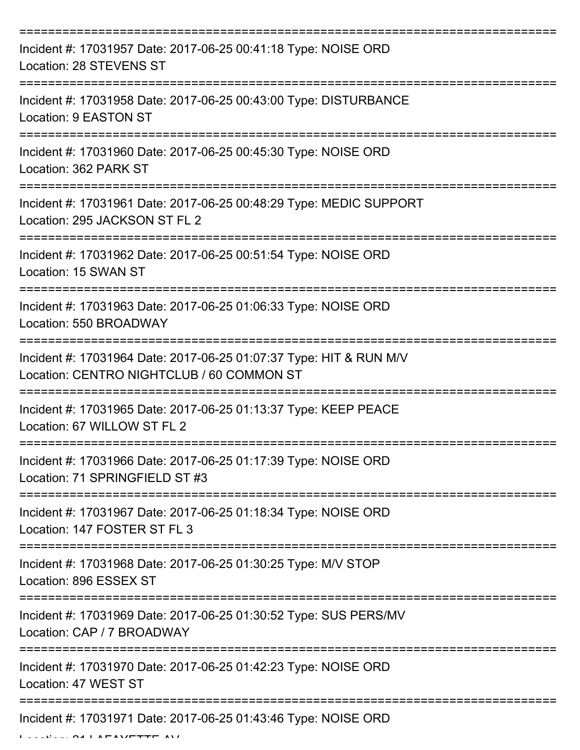===========================================================================
Incident #: 17031957 Date: 2017-06-25 00:41:18 Type: NOISE ORD
Location: 28 STEVENS ST
===========================================================================
Incident #: 17031958 Date: 2017-06-25 00:43:00 Type: DISTURBANCE
Location: 9 EASTON ST
===========================================================================
Incident #: 17031960 Date: 2017-06-25 00:45:30 Type: NOISE ORD
Location: 362 PARK ST
===========================================================================
Incident #: 17031961 Date: 2017-06-25 00:48:29 Type: MEDIC SUPPORT
Location: 295 JACKSON ST FL 2
===========================================================================
Incident #: 17031962 Date: 2017-06-25 00:51:54 Type: NOISE ORD
Location: 15 SWAN ST
===========================================================================
Incident #: 17031963 Date: 2017-06-25 01:06:33 Type: NOISE ORD
Location: 550 BROADWAY
===========================================================================
Incident #: 17031964 Date: 2017-06-25 01:07:37 Type: HIT & RUN M/V
Location: CENTRO NIGHTCLUB / 60 COMMON ST
===========================================================================
Incident #: 17031965 Date: 2017-06-25 01:13:37 Type: KEEP PEACE
Location: 67 WILLOW ST FL 2
===========================================================================
Incident #: 17031966 Date: 2017-06-25 01:17:39 Type: NOISE ORD
Location: 71 SPRINGFIELD ST #3
===========================================================================
Incident #: 17031967 Date: 2017-06-25 01:18:34 Type: NOISE ORD
Location: 147 FOSTER ST FL 3
===========================================================================
Incident #: 17031968 Date: 2017-06-25 01:30:25 Type: M/V STOP
Location: 896 ESSEX ST
===========================================================================
Incident #: 17031969 Date: 2017-06-25 01:30:52 Type: SUS PERS/MV
Location: CAP / 7 BROADWAY
===========================================================================
Incident #: 17031970 Date: 2017-06-25 01:42:23 Type: NOISE ORD
Location: 47 WEST ST
===========================================================================
Incident #: 17031971 Date: 2017-06-25 01:43:46 Type: NOISE ORD
Location: 21 LAFAYETTE AV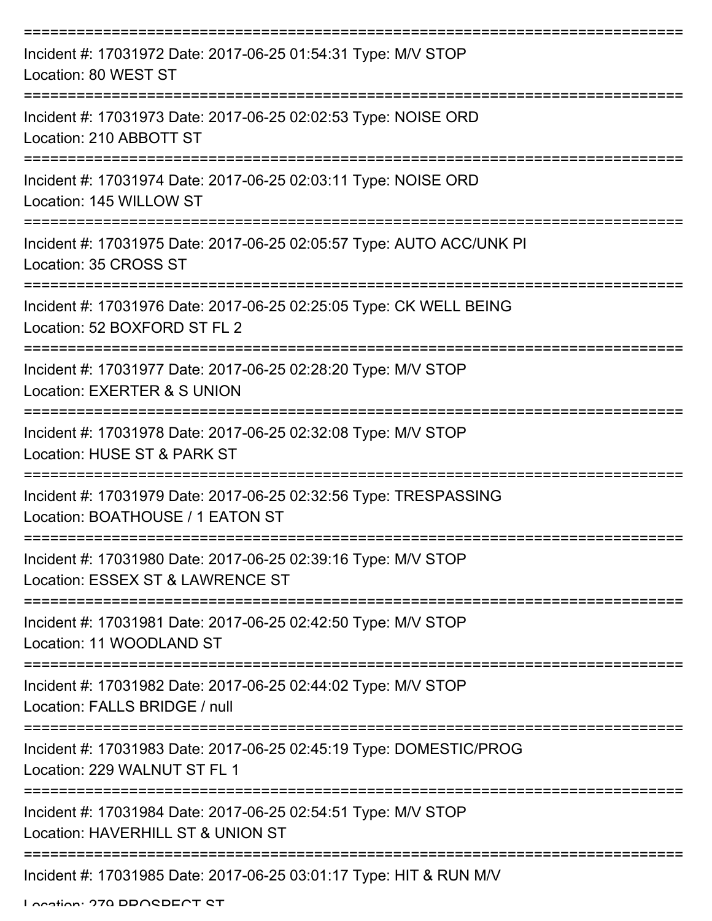===========================================================================

Incident #: 17031972 Date: 2017-06-25 01:54:31 Type: M/V STOP
Location: 80 WEST ST

===========================================================================

Incident #: 17031973 Date: 2017-06-25 02:02:53 Type: NOISE ORD
Location: 210 ABBOTT ST

===========================================================================

Incident #: 17031974 Date: 2017-06-25 02:03:11 Type: NOISE ORD
Location: 145 WILLOW ST

===========================================================================

Incident #: 17031975 Date: 2017-06-25 02:05:57 Type: AUTO ACC/UNK PI
Location: 35 CROSS ST

===========================================================================

Incident #: 17031976 Date: 2017-06-25 02:25:05 Type: CK WELL BEING
Location: 52 BOXFORD ST FL 2

===========================================================================

Incident #: 17031977 Date: 2017-06-25 02:28:20 Type: M/V STOP
Location: EXERTER & S UNION

===========================================================================

Incident #: 17031978 Date: 2017-06-25 02:32:08 Type: M/V STOP
Location: HUSE ST & PARK ST

===========================================================================

Incident #: 17031979 Date: 2017-06-25 02:32:56 Type: TRESPASSING
Location: BOATHOUSE / 1 EATON ST

===========================================================================

Incident #: 17031980 Date: 2017-06-25 02:39:16 Type: M/V STOP
Location: ESSEX ST & LAWRENCE ST

===========================================================================

Incident #: 17031981 Date: 2017-06-25 02:42:50 Type: M/V STOP
Location: 11 WOODLAND ST

===========================================================================

Incident #: 17031982 Date: 2017-06-25 02:44:02 Type: M/V STOP
Location: FALLS BRIDGE / null

===========================================================================

Incident #: 17031983 Date: 2017-06-25 02:45:19 Type: DOMESTIC/PROG
Location: 229 WALNUT ST FL 1

===========================================================================

Incident #: 17031984 Date: 2017-06-25 02:54:51 Type: M/V STOP
Location: HAVERHILL ST & UNION ST

===========================================================================

Incident #: 17031985 Date: 2017-06-25 03:01:17 Type: HIT & RUN M/V
Location: 279 PROSPECT ST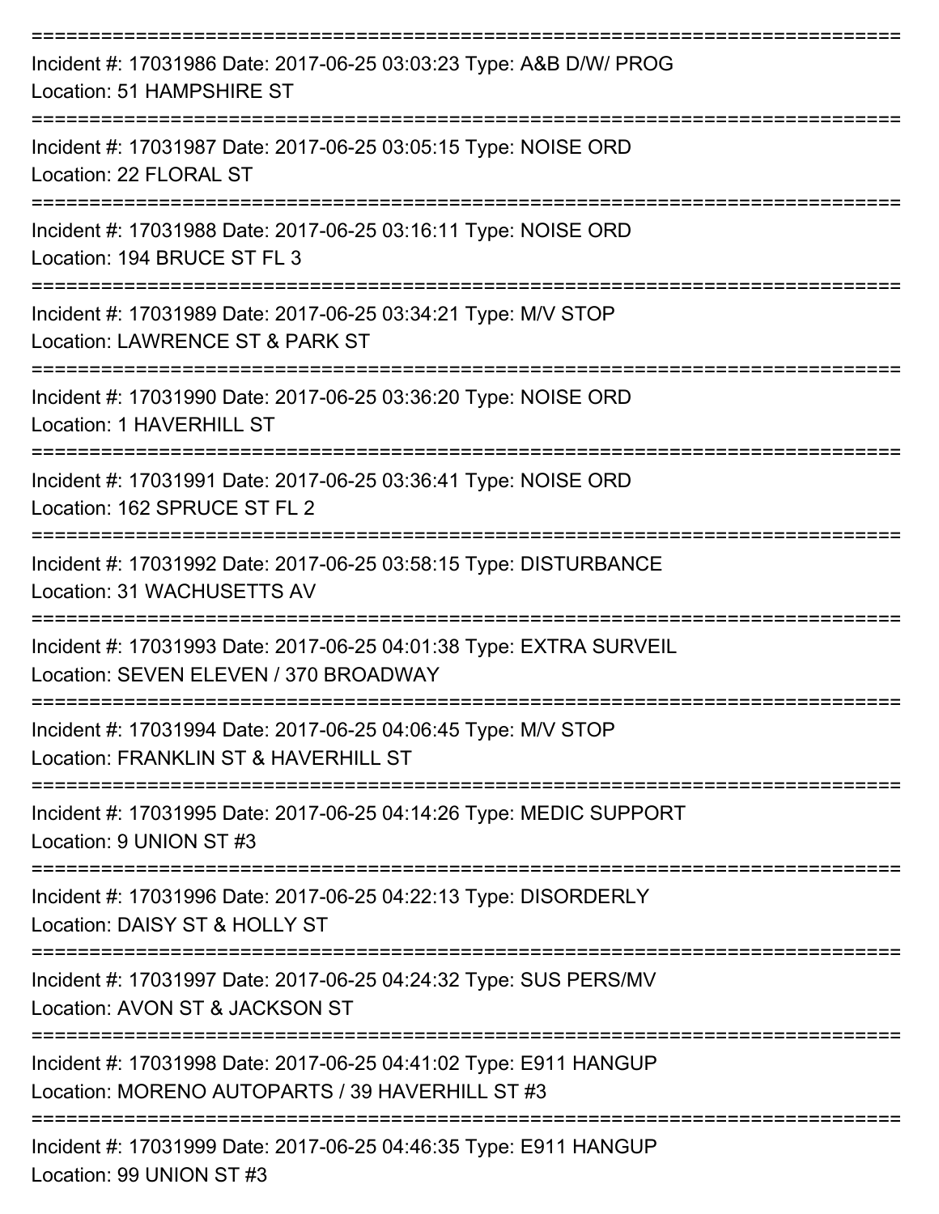===========================================================================

Incident #: 17031986 Date: 2017-06-25 03:03:23 Type: A&B D/W/ PROG
Location: 51 HAMPSHIRE ST

===========================================================================

Incident #: 17031987 Date: 2017-06-25 03:05:15 Type: NOISE ORD
Location: 22 FLORAL ST

===========================================================================

Incident #: 17031988 Date: 2017-06-25 03:16:11 Type: NOISE ORD
Location: 194 BRUCE ST FL 3

===========================================================================

Incident #: 17031989 Date: 2017-06-25 03:34:21 Type: M/V STOP
Location: LAWRENCE ST & PARK ST

===========================================================================

Incident #: 17031990 Date: 2017-06-25 03:36:20 Type: NOISE ORD
Location: 1 HAVERHILL ST

===========================================================================

Incident #: 17031991 Date: 2017-06-25 03:36:41 Type: NOISE ORD
Location: 162 SPRUCE ST FL 2

===========================================================================

Incident #: 17031992 Date: 2017-06-25 03:58:15 Type: DISTURBANCE
Location: 31 WACHUSETTS AV

===========================================================================

Incident #: 17031993 Date: 2017-06-25 04:01:38 Type: EXTRA SURVEIL
Location: SEVEN ELEVEN / 370 BROADWAY

===========================================================================

Incident #: 17031994 Date: 2017-06-25 04:06:45 Type: M/V STOP
Location: FRANKLIN ST & HAVERHILL ST

===========================================================================

Incident #: 17031995 Date: 2017-06-25 04:14:26 Type: MEDIC SUPPORT
Location: 9 UNION ST #3

===========================================================================

Incident #: 17031996 Date: 2017-06-25 04:22:13 Type: DISORDERLY
Location: DAISY ST & HOLLY ST

===========================================================================

Incident #: 17031997 Date: 2017-06-25 04:24:32 Type: SUS PERS/MV
Location: AVON ST & JACKSON ST

===========================================================================

Incident #: 17031998 Date: 2017-06-25 04:41:02 Type: E911 HANGUP
Location: MORENO AUTOPARTS / 39 HAVERHILL ST #3

===========================================================================

Incident #: 17031999 Date: 2017-06-25 04:46:35 Type: E911 HANGUP
Location: 99 UNION ST #3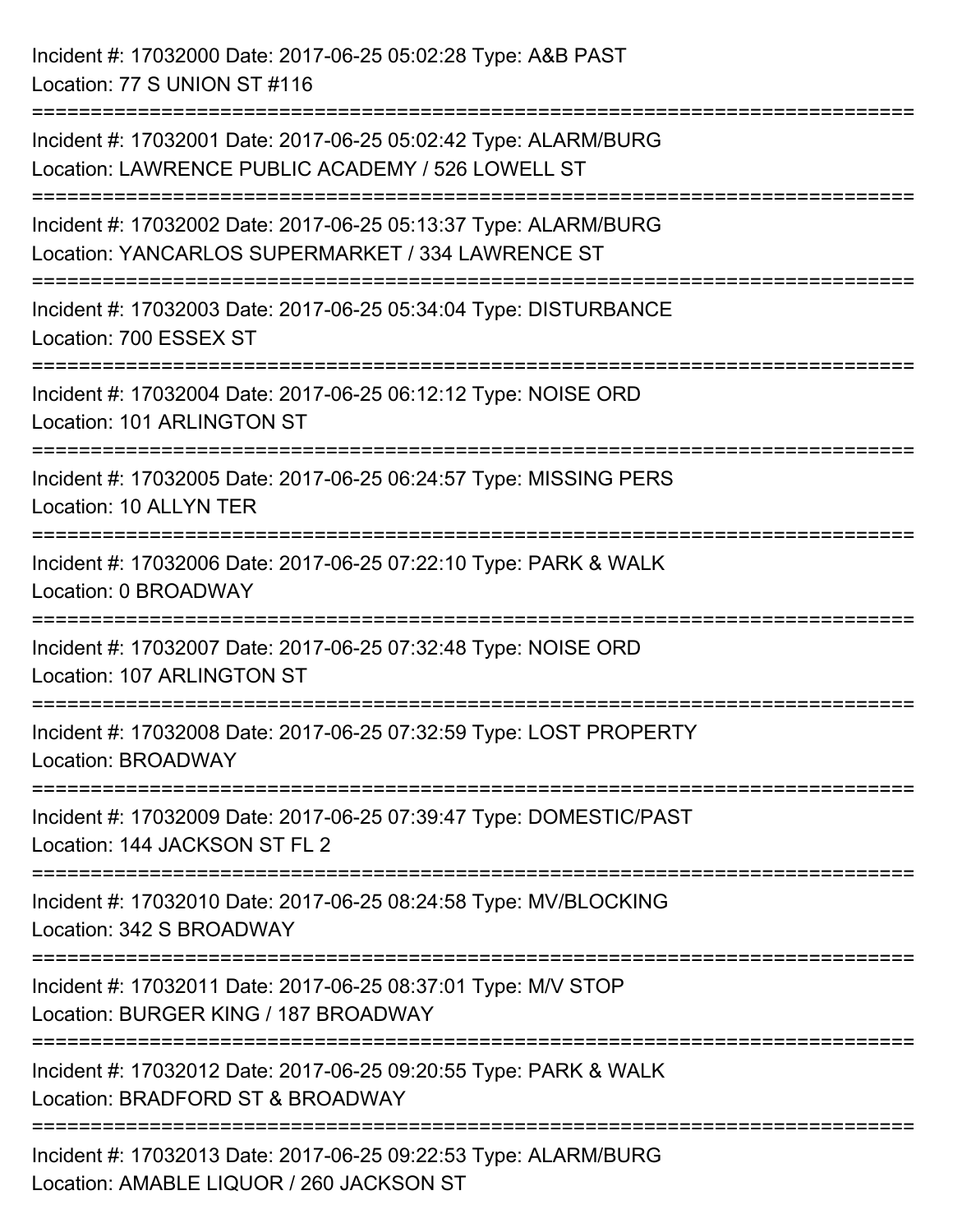Incident #: 17032000 Date: 2017-06-25 05:02:28 Type: A&B PAST
Location: 77 S UNION ST #116

===========================================================================

Incident #: 17032001 Date: 2017-06-25 05:02:42 Type: ALARM/BURG
Location: LAWRENCE PUBLIC ACADEMY / 526 LOWELL ST

===========================================================================

Incident #: 17032002 Date: 2017-06-25 05:13:37 Type: ALARM/BURG
Location: YANCARLOS SUPERMARKET / 334 LAWRENCE ST

===========================================================================

Incident #: 17032003 Date: 2017-06-25 05:34:04 Type: DISTURBANCE
Location: 700 ESSEX ST

===========================================================================

Incident #: 17032004 Date: 2017-06-25 06:12:12 Type: NOISE ORD
Location: 101 ARLINGTON ST

===========================================================================

Incident #: 17032005 Date: 2017-06-25 06:24:57 Type: MISSING PERS
Location: 10 ALLYN TER

===========================================================================

Incident #: 17032006 Date: 2017-06-25 07:22:10 Type: PARK & WALK
Location: 0 BROADWAY

===========================================================================

Incident #: 17032007 Date: 2017-06-25 07:32:48 Type: NOISE ORD
Location: 107 ARLINGTON ST

===========================================================================

Incident #: 17032008 Date: 2017-06-25 07:32:59 Type: LOST PROPERTY
Location: BROADWAY

===========================================================================

Incident #: 17032009 Date: 2017-06-25 07:39:47 Type: DOMESTIC/PAST
Location: 144 JACKSON ST FL 2

===========================================================================

Incident #: 17032010 Date: 2017-06-25 08:24:58 Type: MV/BLOCKING
Location: 342 S BROADWAY

===========================================================================

Incident #: 17032011 Date: 2017-06-25 08:37:01 Type: M/V STOP
Location: BURGER KING / 187 BROADWAY

===========================================================================

Incident #: 17032012 Date: 2017-06-25 09:20:55 Type: PARK & WALK
Location: BRADFORD ST & BROADWAY

===========================================================================

Incident #: 17032013 Date: 2017-06-25 09:22:53 Type: ALARM/BURG
Location: AMABLE LIQUOR / 260 JACKSON ST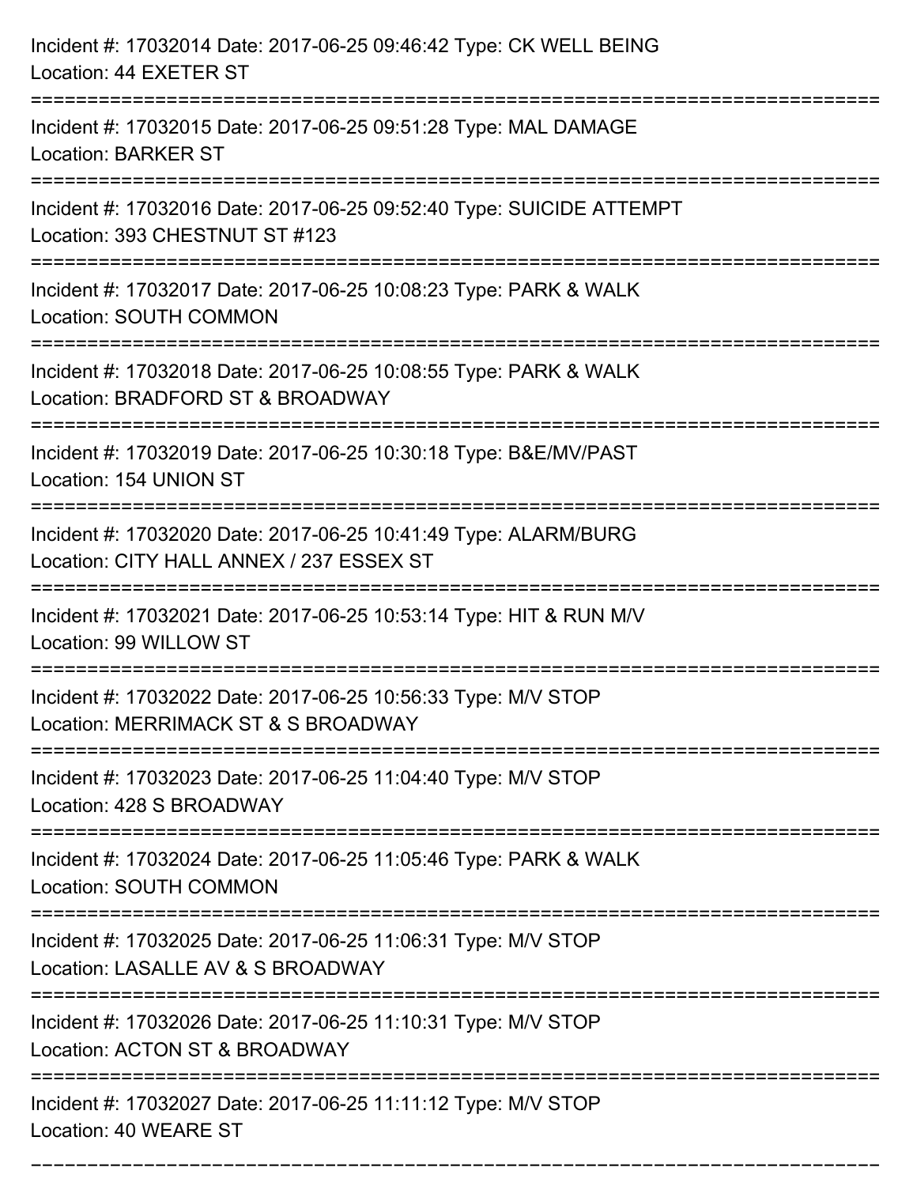Incident #: 17032014 Date: 2017-06-25 09:46:42 Type: CK WELL BEING
Location: 44 EXETER ST

===========================================================================

Incident #: 17032015 Date: 2017-06-25 09:51:28 Type: MAL DAMAGE
Location: BARKER ST

===========================================================================

Incident #: 17032016 Date: 2017-06-25 09:52:40 Type: SUICIDE ATTEMPT
Location: 393 CHESTNUT ST #123

===========================================================================

Incident #: 17032017 Date: 2017-06-25 10:08:23 Type: PARK & WALK
Location: SOUTH COMMON

===========================================================================

Incident #: 17032018 Date: 2017-06-25 10:08:55 Type: PARK & WALK
Location: BRADFORD ST & BROADWAY

===========================================================================

Incident #: 17032019 Date: 2017-06-25 10:30:18 Type: B&E/MV/PAST
Location: 154 UNION ST

===========================================================================

Incident #: 17032020 Date: 2017-06-25 10:41:49 Type: ALARM/BURG
Location: CITY HALL ANNEX / 237 ESSEX ST

===========================================================================

Incident #: 17032021 Date: 2017-06-25 10:53:14 Type: HIT & RUN M/V
Location: 99 WILLOW ST

===========================================================================

Incident #: 17032022 Date: 2017-06-25 10:56:33 Type: M/V STOP
Location: MERRIMACK ST & S BROADWAY

===========================================================================

Incident #: 17032023 Date: 2017-06-25 11:04:40 Type: M/V STOP
Location: 428 S BROADWAY

===========================================================================

Incident #: 17032024 Date: 2017-06-25 11:05:46 Type: PARK & WALK
Location: SOUTH COMMON

===========================================================================

Incident #: 17032025 Date: 2017-06-25 11:06:31 Type: M/V STOP
Location: LASALLE AV & S BROADWAY

===========================================================================

Incident #: 17032026 Date: 2017-06-25 11:10:31 Type: M/V STOP
Location: ACTON ST & BROADWAY

===========================================================================

Incident #: 17032027 Date: 2017-06-25 11:11:12 Type: M/V STOP
Location: 40 WEARE ST

===========================================================================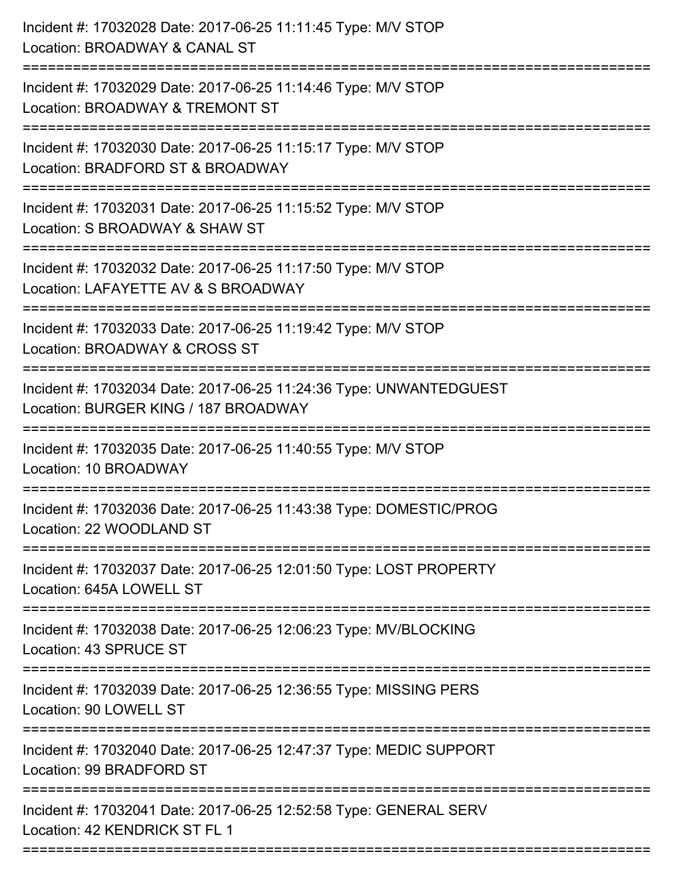Incident #: 17032028 Date: 2017-06-25 11:11:45 Type: M/V STOP
Location: BROADWAY & CANAL ST

===========================================================================

Incident #: 17032029 Date: 2017-06-25 11:14:46 Type: M/V STOP
Location: BROADWAY & TREMONT ST

===========================================================================

Incident #: 17032030 Date: 2017-06-25 11:15:17 Type: M/V STOP
Location: BRADFORD ST & BROADWAY

===========================================================================

Incident #: 17032031 Date: 2017-06-25 11:15:52 Type: M/V STOP
Location: S BROADWAY & SHAW ST

===========================================================================

Incident #: 17032032 Date: 2017-06-25 11:17:50 Type: M/V STOP
Location: LAFAYETTE AV & S BROADWAY

===========================================================================

Incident #: 17032033 Date: 2017-06-25 11:19:42 Type: M/V STOP
Location: BROADWAY & CROSS ST

===========================================================================

Incident #: 17032034 Date: 2017-06-25 11:24:36 Type: UNWANTEDGUEST
Location: BURGER KING / 187 BROADWAY

===========================================================================

Incident #: 17032035 Date: 2017-06-25 11:40:55 Type: M/V STOP
Location: 10 BROADWAY

===========================================================================

Incident #: 17032036 Date: 2017-06-25 11:43:38 Type: DOMESTIC/PROG
Location: 22 WOODLAND ST

===========================================================================

Incident #: 17032037 Date: 2017-06-25 12:01:50 Type: LOST PROPERTY
Location: 645A LOWELL ST

===========================================================================

Incident #: 17032038 Date: 2017-06-25 12:06:23 Type: MV/BLOCKING
Location: 43 SPRUCE ST

===========================================================================

Incident #: 17032039 Date: 2017-06-25 12:36:55 Type: MISSING PERS
Location: 90 LOWELL ST

===========================================================================

Incident #: 17032040 Date: 2017-06-25 12:47:37 Type: MEDIC SUPPORT
Location: 99 BRADFORD ST

===========================================================================

Incident #: 17032041 Date: 2017-06-25 12:52:58 Type: GENERAL SERV
Location: 42 KENDRICK ST FL 1

===========================================================================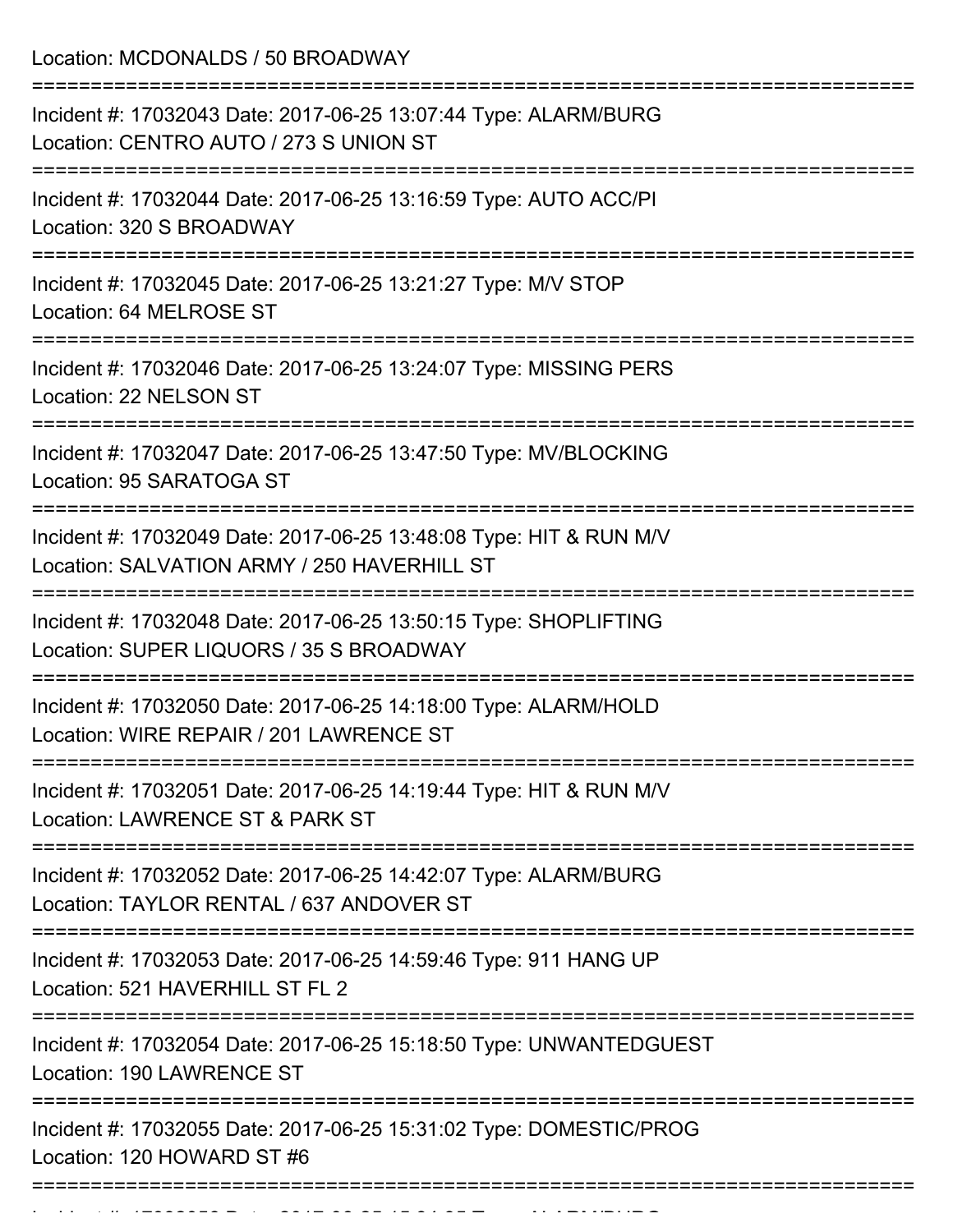Location: MCDONALDS / 50 BROADWAY

===========================================================================

Incident #: 17032043 Date: 2017-06-25 13:07:44 Type: ALARM/BURG
Location: CENTRO AUTO / 273 S UNION ST

===========================================================================

Incident #: 17032044 Date: 2017-06-25 13:16:59 Type: AUTO ACC/PI
Location: 320 S BROADWAY

===========================================================================

Incident #: 17032045 Date: 2017-06-25 13:21:27 Type: M/V STOP
Location: 64 MELROSE ST

===========================================================================

Incident #: 17032046 Date: 2017-06-25 13:24:07 Type: MISSING PERS
Location: 22 NELSON ST

===========================================================================

Incident #: 17032047 Date: 2017-06-25 13:47:50 Type: MV/BLOCKING
Location: 95 SARATOGA ST

===========================================================================

Incident #: 17032049 Date: 2017-06-25 13:48:08 Type: HIT & RUN M/V
Location: SALVATION ARMY / 250 HAVERHILL ST

===========================================================================

Incident #: 17032048 Date: 2017-06-25 13:50:15 Type: SHOPLIFTING
Location: SUPER LIQUORS / 35 S BROADWAY

===========================================================================

Incident #: 17032050 Date: 2017-06-25 14:18:00 Type: ALARM/HOLD
Location: WIRE REPAIR / 201 LAWRENCE ST

===========================================================================

Incident #: 17032051 Date: 2017-06-25 14:19:44 Type: HIT & RUN M/V
Location: LAWRENCE ST & PARK ST

===========================================================================

Incident #: 17032052 Date: 2017-06-25 14:42:07 Type: ALARM/BURG
Location: TAYLOR RENTAL / 637 ANDOVER ST

===========================================================================

Incident #: 17032053 Date: 2017-06-25 14:59:46 Type: 911 HANG UP
Location: 521 HAVERHILL ST FL 2

===========================================================================

Incident #: 17032054 Date: 2017-06-25 15:18:50 Type: UNWANTEDGUEST
Location: 190 LAWRENCE ST

===========================================================================

Incident #: 17032055 Date: 2017-06-25 15:31:02 Type: DOMESTIC/PROG
Location: 120 HOWARD ST #6

===========================================================================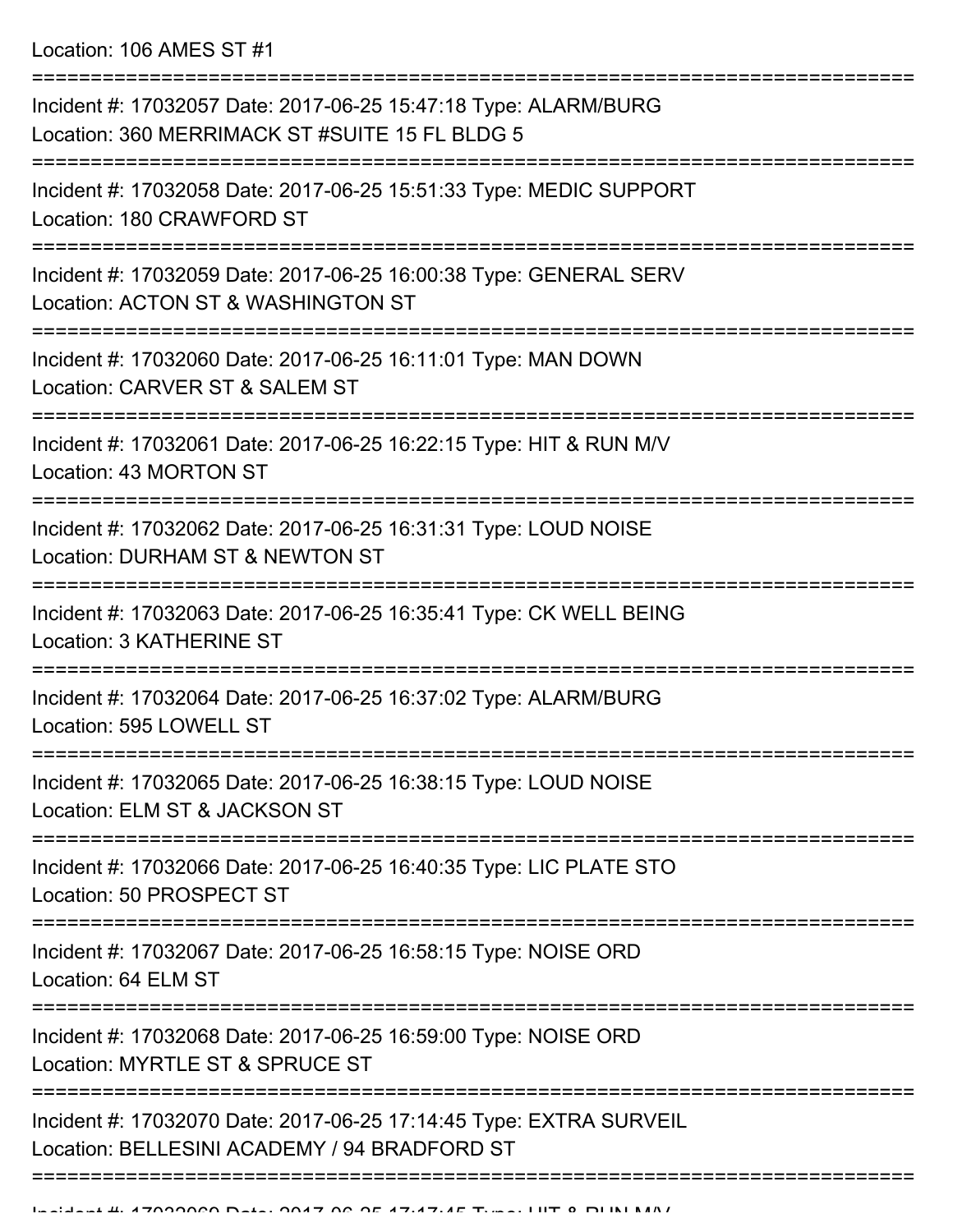Location: 106 AMES ST #1

===========================================================================

Incident #: 17032057 Date: 2017-06-25 15:47:18 Type: ALARM/BURG
Location: 360 MERRIMACK ST #SUITE 15 FL BLDG 5

===========================================================================

Incident #: 17032058 Date: 2017-06-25 15:51:33 Type: MEDIC SUPPORT
Location: 180 CRAWFORD ST

===========================================================================

Incident #: 17032059 Date: 2017-06-25 16:00:38 Type: GENERAL SERV
Location: ACTON ST & WASHINGTON ST

===========================================================================

Incident #: 17032060 Date: 2017-06-25 16:11:01 Type: MAN DOWN
Location: CARVER ST & SALEM ST

===========================================================================

Incident #: 17032061 Date: 2017-06-25 16:22:15 Type: HIT & RUN M/V
Location: 43 MORTON ST

===========================================================================

Incident #: 17032062 Date: 2017-06-25 16:31:31 Type: LOUD NOISE
Location: DURHAM ST & NEWTON ST

===========================================================================

Incident #: 17032063 Date: 2017-06-25 16:35:41 Type: CK WELL BEING
Location: 3 KATHERINE ST

===========================================================================

Incident #: 17032064 Date: 2017-06-25 16:37:02 Type: ALARM/BURG
Location: 595 LOWELL ST

===========================================================================

Incident #: 17032065 Date: 2017-06-25 16:38:15 Type: LOUD NOISE
Location: ELM ST & JACKSON ST

===========================================================================

Incident #: 17032066 Date: 2017-06-25 16:40:35 Type: LIC PLATE STO
Location: 50 PROSPECT ST

===========================================================================

Incident #: 17032067 Date: 2017-06-25 16:58:15 Type: NOISE ORD
Location: 64 ELM ST

===========================================================================

Incident #: 17032068 Date: 2017-06-25 16:59:00 Type: NOISE ORD
Location: MYRTLE ST & SPRUCE ST

===========================================================================

Incident #: 17032070 Date: 2017-06-25 17:14:45 Type: EXTRA SURVEIL
Location: BELLESINI ACADEMY / 94 BRADFORD ST

===========================================================================

Incident #: 17032069 Date: 2017-06-25 17:17:45 Type: HIT & RUN M/V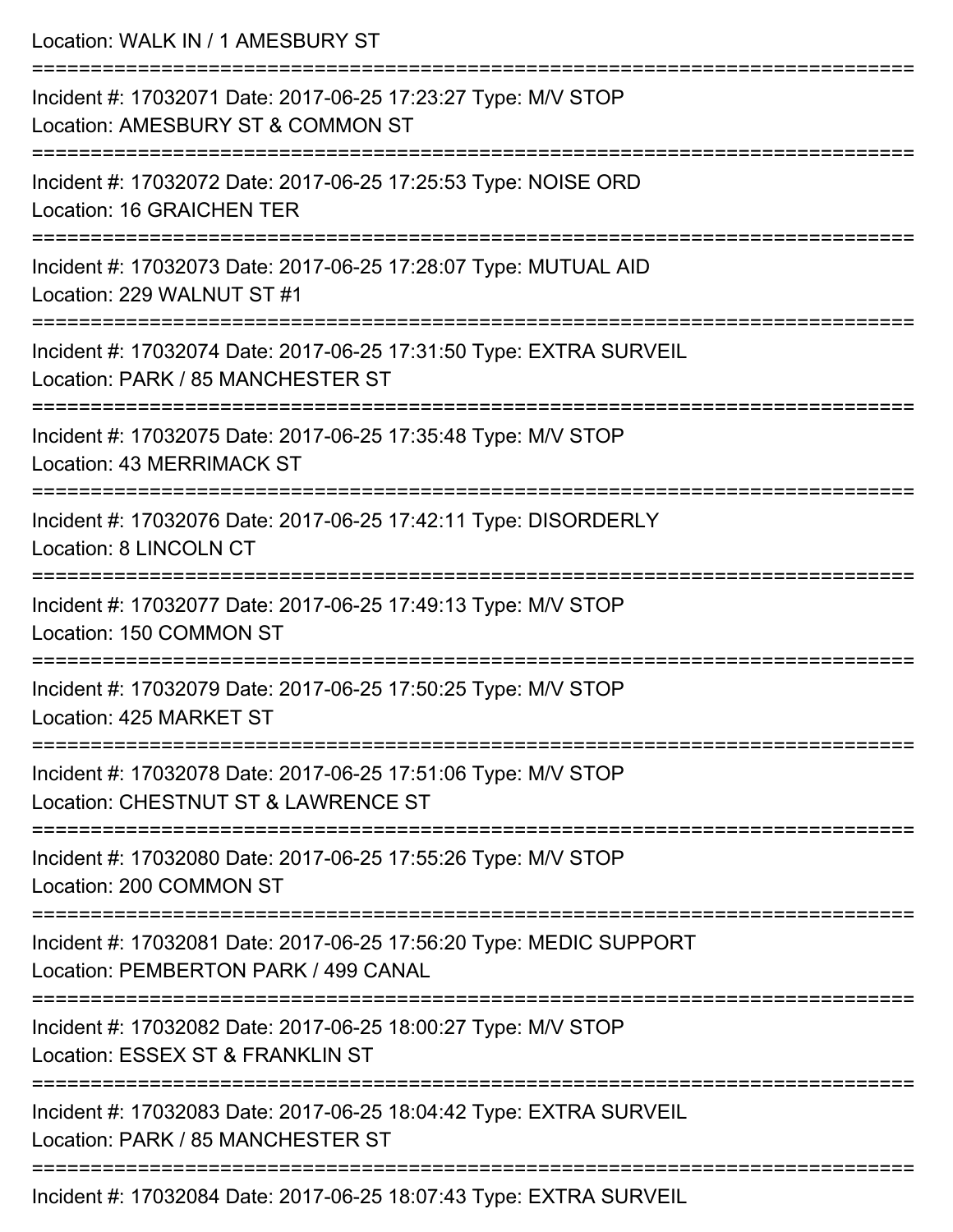Location: WALK IN / 1 AMESBURY ST

===========================================================================

Incident #: 17032071 Date: 2017-06-25 17:23:27 Type: M/V STOP
Location: AMESBURY ST & COMMON ST

===========================================================================

Incident #: 17032072 Date: 2017-06-25 17:25:53 Type: NOISE ORD
Location: 16 GRAICHEN TER

===========================================================================

Incident #: 17032073 Date: 2017-06-25 17:28:07 Type: MUTUAL AID
Location: 229 WALNUT ST #1

===========================================================================

Incident #: 17032074 Date: 2017-06-25 17:31:50 Type: EXTRA SURVEIL
Location: PARK / 85 MANCHESTER ST

===========================================================================

Incident #: 17032075 Date: 2017-06-25 17:35:48 Type: M/V STOP
Location: 43 MERRIMACK ST

===========================================================================

Incident #: 17032076 Date: 2017-06-25 17:42:11 Type: DISORDERLY
Location: 8 LINCOLN CT

===========================================================================

Incident #: 17032077 Date: 2017-06-25 17:49:13 Type: M/V STOP
Location: 150 COMMON ST

===========================================================================

Incident #: 17032079 Date: 2017-06-25 17:50:25 Type: M/V STOP
Location: 425 MARKET ST

===========================================================================

Incident #: 17032078 Date: 2017-06-25 17:51:06 Type: M/V STOP
Location: CHESTNUT ST & LAWRENCE ST

===========================================================================

Incident #: 17032080 Date: 2017-06-25 17:55:26 Type: M/V STOP
Location: 200 COMMON ST

===========================================================================

Incident #: 17032081 Date: 2017-06-25 17:56:20 Type: MEDIC SUPPORT
Location: PEMBERTON PARK / 499 CANAL

===========================================================================

Incident #: 17032082 Date: 2017-06-25 18:00:27 Type: M/V STOP
Location: ESSEX ST & FRANKLIN ST

===========================================================================

Incident #: 17032083 Date: 2017-06-25 18:04:42 Type: EXTRA SURVEIL
Location: PARK / 85 MANCHESTER ST

===========================================================================

Incident #: 17032084 Date: 2017-06-25 18:07:43 Type: EXTRA SURVEIL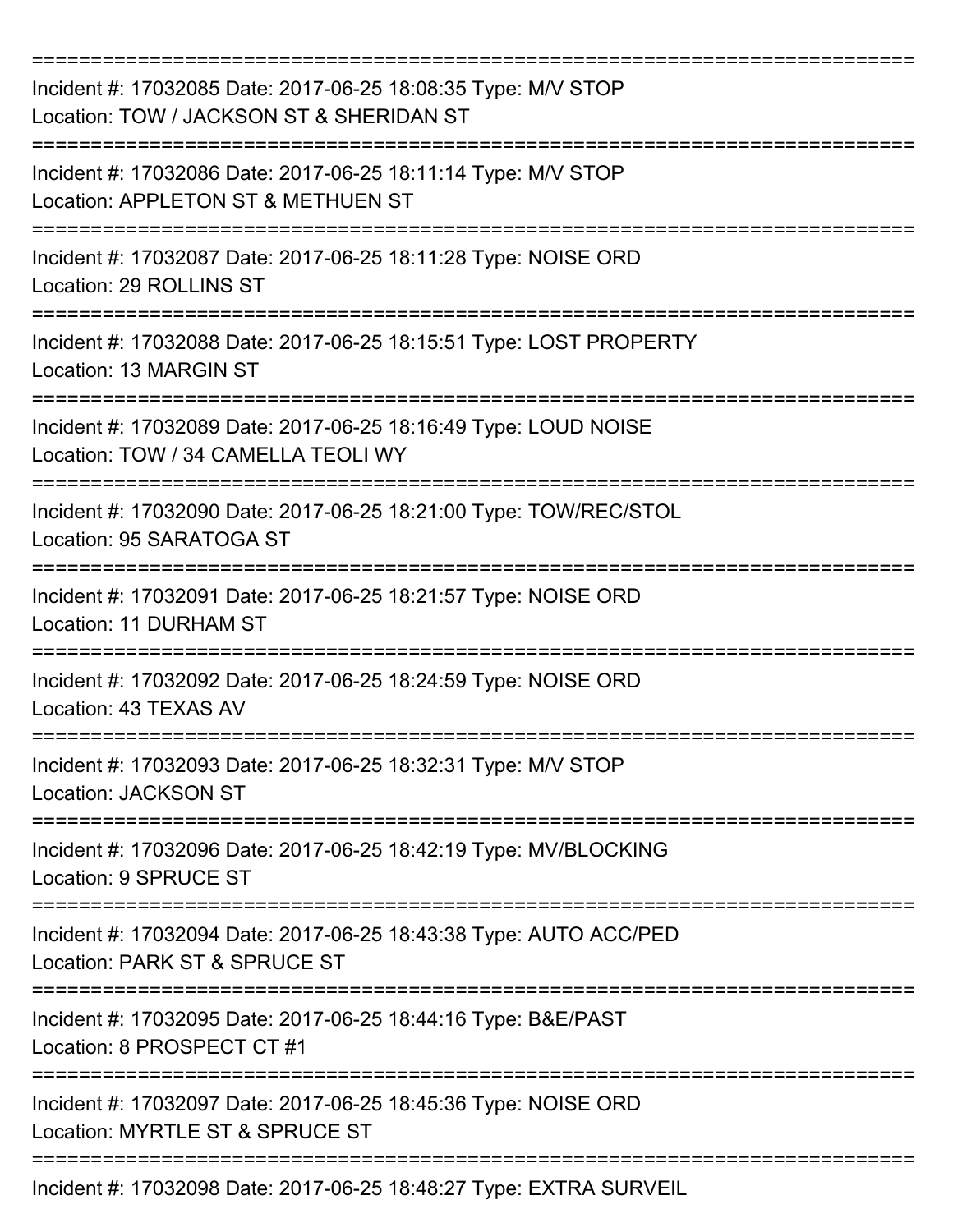===========================================================================

Incident #: 17032085 Date: 2017-06-25 18:08:35 Type: M/V STOP
Location: TOW / JACKSON ST & SHERIDAN ST

===========================================================================

Incident #: 17032086 Date: 2017-06-25 18:11:14 Type: M/V STOP
Location: APPLETON ST & METHUEN ST

===========================================================================

Incident #: 17032087 Date: 2017-06-25 18:11:28 Type: NOISE ORD
Location: 29 ROLLINS ST

===========================================================================

Incident #: 17032088 Date: 2017-06-25 18:15:51 Type: LOST PROPERTY
Location: 13 MARGIN ST

===========================================================================

Incident #: 17032089 Date: 2017-06-25 18:16:49 Type: LOUD NOISE
Location: TOW / 34 CAMELLA TEOLI WY

===========================================================================

Incident #: 17032090 Date: 2017-06-25 18:21:00 Type: TOW/REC/STOL
Location: 95 SARATOGA ST

===========================================================================

Incident #: 17032091 Date: 2017-06-25 18:21:57 Type: NOISE ORD
Location: 11 DURHAM ST

===========================================================================

Incident #: 17032092 Date: 2017-06-25 18:24:59 Type: NOISE ORD
Location: 43 TEXAS AV

===========================================================================

Incident #: 17032093 Date: 2017-06-25 18:32:31 Type: M/V STOP
Location: JACKSON ST

===========================================================================

Incident #: 17032096 Date: 2017-06-25 18:42:19 Type: MV/BLOCKING
Location: 9 SPRUCE ST

===========================================================================

Incident #: 17032094 Date: 2017-06-25 18:43:38 Type: AUTO ACC/PED
Location: PARK ST & SPRUCE ST

===========================================================================

Incident #: 17032095 Date: 2017-06-25 18:44:16 Type: B&E/PAST
Location: 8 PROSPECT CT #1

===========================================================================

Incident #: 17032097 Date: 2017-06-25 18:45:36 Type: NOISE ORD
Location: MYRTLE ST & SPRUCE ST

===========================================================================

Incident #: 17032098 Date: 2017-06-25 18:48:27 Type: EXTRA SURVEIL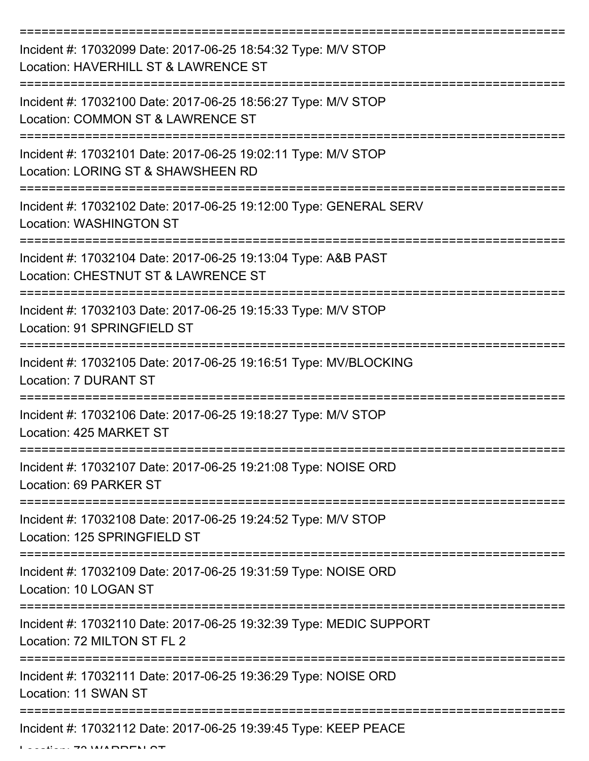===========================================================================

Incident #: 17032099 Date: 2017-06-25 18:54:32 Type: M/V STOP

Location: HAVERHILL ST & LAWRENCE ST

===========================================================================

Incident #: 17032100 Date: 2017-06-25 18:56:27 Type: M/V STOP

Location: COMMON ST & LAWRENCE ST

===========================================================================

Incident #: 17032101 Date: 2017-06-25 19:02:11 Type: M/V STOP

Location: LORING ST & SHAWSHEEN RD

===========================================================================

Incident #: 17032102 Date: 2017-06-25 19:12:00 Type: GENERAL SERV

Location: WASHINGTON ST

===========================================================================

Incident #: 17032104 Date: 2017-06-25 19:13:04 Type: A&B PAST

Location: CHESTNUT ST & LAWRENCE ST

===========================================================================

Incident #: 17032103 Date: 2017-06-25 19:15:33 Type: M/V STOP

Location: 91 SPRINGFIELD ST

===========================================================================

Incident #: 17032105 Date: 2017-06-25 19:16:51 Type: MV/BLOCKING

Location: 7 DURANT ST

===========================================================================

Incident #: 17032106 Date: 2017-06-25 19:18:27 Type: M/V STOP

Location: 425 MARKET ST

===========================================================================

Incident #: 17032107 Date: 2017-06-25 19:21:08 Type: NOISE ORD

Location: 69 PARKER ST

===========================================================================

Incident #: 17032108 Date: 2017-06-25 19:24:52 Type: M/V STOP

Location: 125 SPRINGFIELD ST

===========================================================================

Incident #: 17032109 Date: 2017-06-25 19:31:59 Type: NOISE ORD

Location: 10 LOGAN ST

===========================================================================

Incident #: 17032110 Date: 2017-06-25 19:32:39 Type: MEDIC SUPPORT

Location: 72 MILTON ST FL 2

===========================================================================

Incident #: 17032111 Date: 2017-06-25 19:36:29 Type: NOISE ORD

Location: 11 SWAN ST

===========================================================================

Incident #: 17032112 Date: 2017-06-25 19:39:45 Type: KEEP PEACE

Location: 73 WARREN ST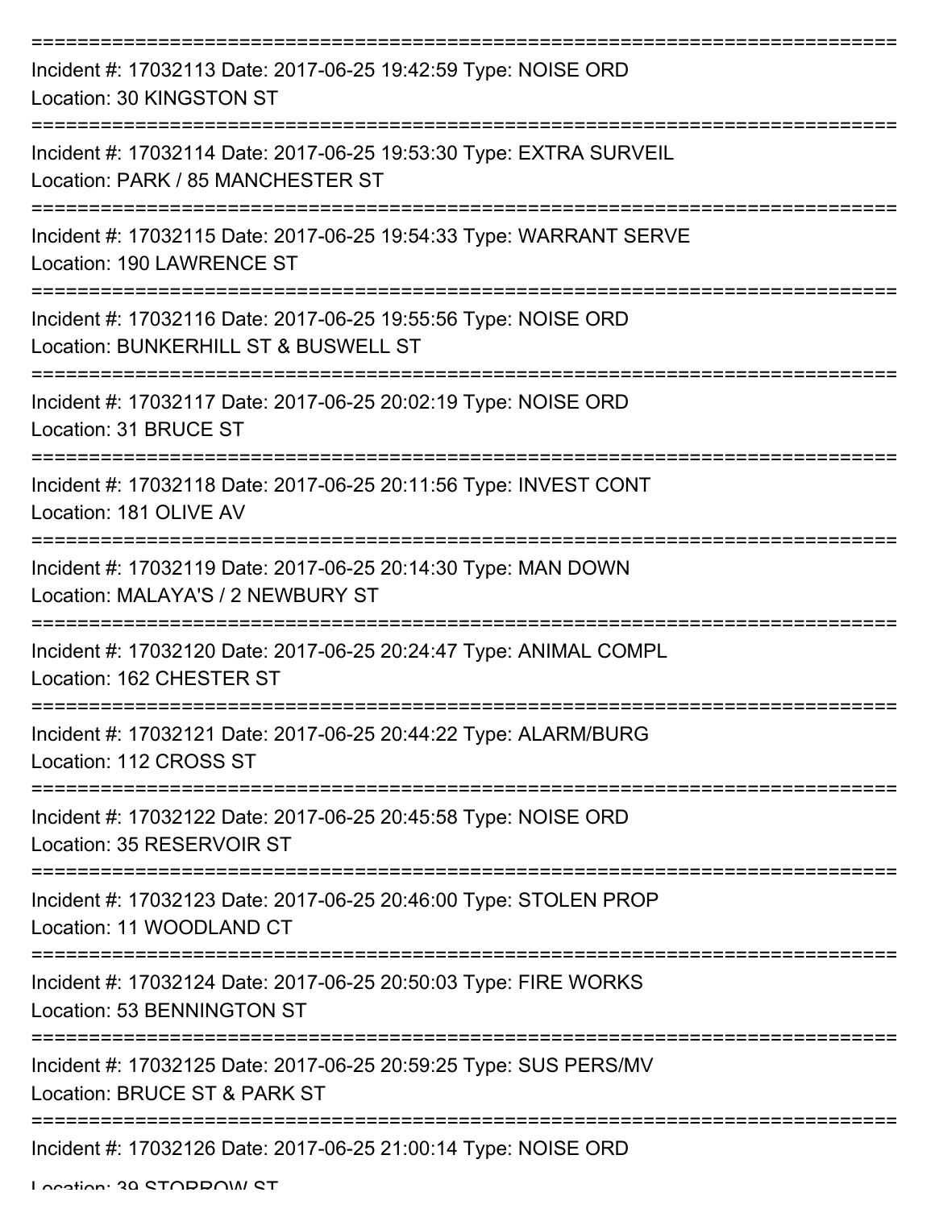===========================================================================
Incident #: 17032113 Date: 2017-06-25 19:42:59 Type: NOISE ORD
Location: 30 KINGSTON ST
===========================================================================
Incident #: 17032114 Date: 2017-06-25 19:53:30 Type: EXTRA SURVEIL
Location: PARK / 85 MANCHESTER ST
===========================================================================
Incident #: 17032115 Date: 2017-06-25 19:54:33 Type: WARRANT SERVE
Location: 190 LAWRENCE ST
===========================================================================
Incident #: 17032116 Date: 2017-06-25 19:55:56 Type: NOISE ORD
Location: BUNKERHILL ST & BUSWELL ST
===========================================================================
Incident #: 17032117 Date: 2017-06-25 20:02:19 Type: NOISE ORD
Location: 31 BRUCE ST
===========================================================================
Incident #: 17032118 Date: 2017-06-25 20:11:56 Type: INVEST CONT
Location: 181 OLIVE AV
===========================================================================
Incident #: 17032119 Date: 2017-06-25 20:14:30 Type: MAN DOWN
Location: MALAYA'S / 2 NEWBURY ST
===========================================================================
Incident #: 17032120 Date: 2017-06-25 20:24:47 Type: ANIMAL COMPL
Location: 162 CHESTER ST
===========================================================================
Incident #: 17032121 Date: 2017-06-25 20:44:22 Type: ALARM/BURG
Location: 112 CROSS ST
===========================================================================
Incident #: 17032122 Date: 2017-06-25 20:45:58 Type: NOISE ORD
Location: 35 RESERVOIR ST
===========================================================================
Incident #: 17032123 Date: 2017-06-25 20:46:00 Type: STOLEN PROP
Location: 11 WOODLAND CT
===========================================================================
Incident #: 17032124 Date: 2017-06-25 20:50:03 Type: FIRE WORKS
Location: 53 BENNINGTON ST
===========================================================================
Incident #: 17032125 Date: 2017-06-25 20:59:25 Type: SUS PERS/MV
Location: BRUCE ST & PARK ST
===========================================================================
Incident #: 17032126 Date: 2017-06-25 21:00:14 Type: NOISE ORD
Location: 39 STORROW ST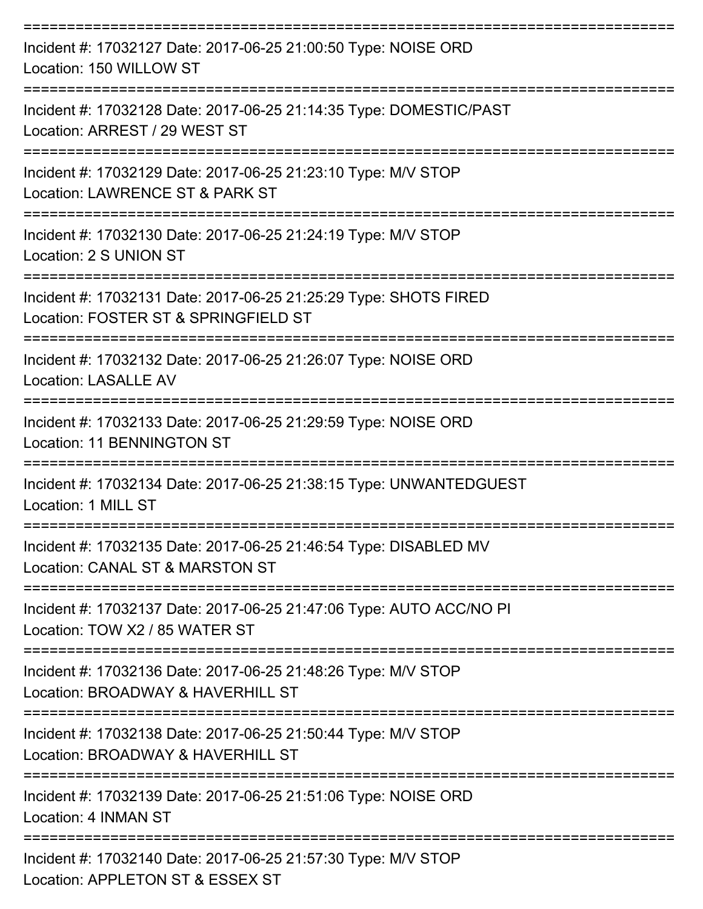===========================================================================

Incident #: 17032127 Date: 2017-06-25 21:00:50 Type: NOISE ORD
Location: 150 WILLOW ST

===========================================================================

Incident #: 17032128 Date: 2017-06-25 21:14:35 Type: DOMESTIC/PAST
Location: ARREST / 29 WEST ST

===========================================================================

Incident #: 17032129 Date: 2017-06-25 21:23:10 Type: M/V STOP
Location: LAWRENCE ST & PARK ST

===========================================================================

Incident #: 17032130 Date: 2017-06-25 21:24:19 Type: M/V STOP
Location: 2 S UNION ST

===========================================================================

Incident #: 17032131 Date: 2017-06-25 21:25:29 Type: SHOTS FIRED
Location: FOSTER ST & SPRINGFIELD ST

===========================================================================

Incident #: 17032132 Date: 2017-06-25 21:26:07 Type: NOISE ORD
Location: LASALLE AV

===========================================================================

Incident #: 17032133 Date: 2017-06-25 21:29:59 Type: NOISE ORD
Location: 11 BENNINGTON ST

===========================================================================

Incident #: 17032134 Date: 2017-06-25 21:38:15 Type: UNWANTEDGUEST
Location: 1 MILL ST

===========================================================================

Incident #: 17032135 Date: 2017-06-25 21:46:54 Type: DISABLED MV
Location: CANAL ST & MARSTON ST

===========================================================================

Incident #: 17032137 Date: 2017-06-25 21:47:06 Type: AUTO ACC/NO PI
Location: TOW X2 / 85 WATER ST

===========================================================================

Incident #: 17032136 Date: 2017-06-25 21:48:26 Type: M/V STOP
Location: BROADWAY & HAVERHILL ST

===========================================================================

Incident #: 17032138 Date: 2017-06-25 21:50:44 Type: M/V STOP
Location: BROADWAY & HAVERHILL ST

===========================================================================

Incident #: 17032139 Date: 2017-06-25 21:51:06 Type: NOISE ORD
Location: 4 INMAN ST

===========================================================================

Incident #: 17032140 Date: 2017-06-25 21:57:30 Type: M/V STOP
Location: APPLETON ST & ESSEX ST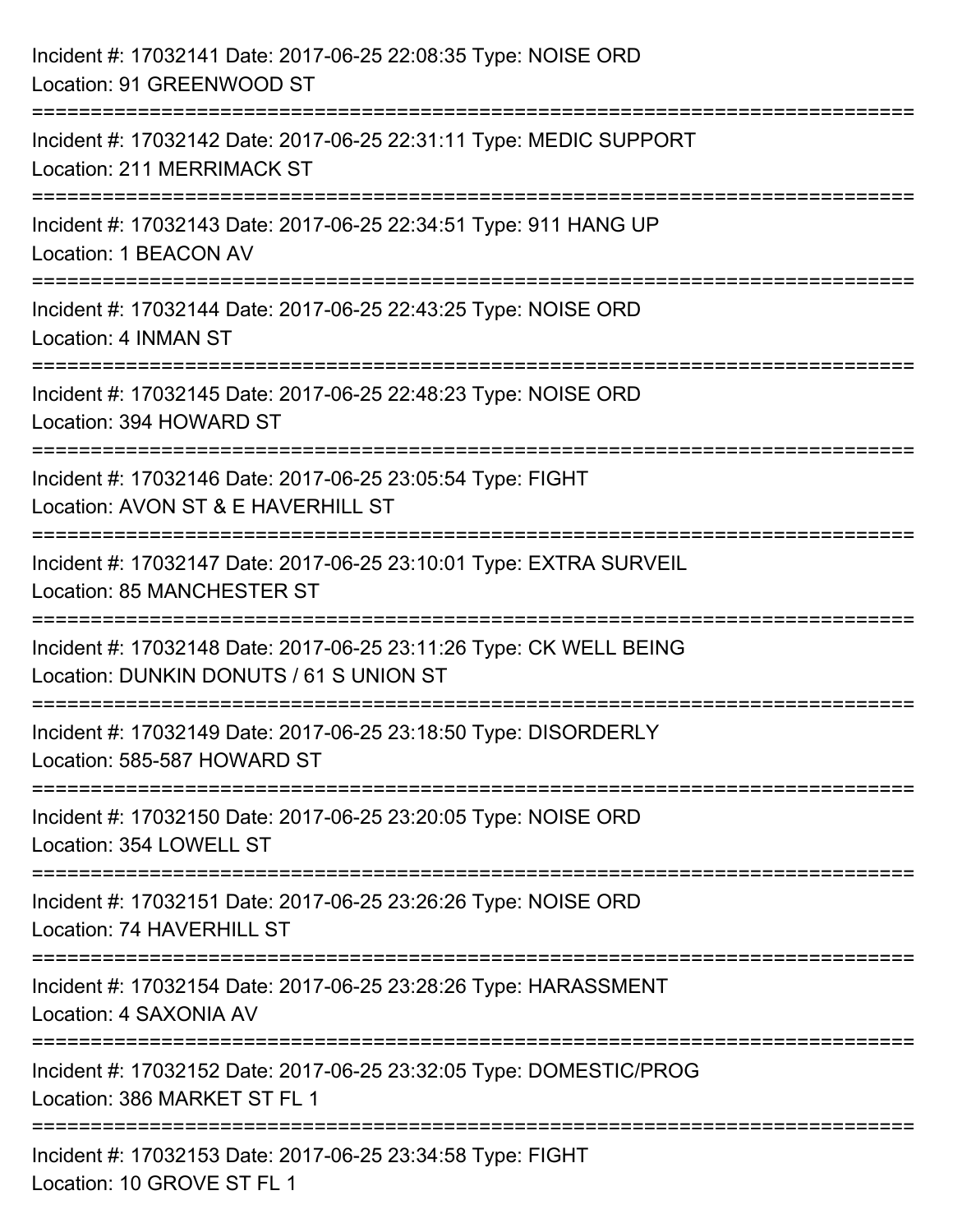Incident #: 17032141 Date: 2017-06-25 22:08:35 Type: NOISE ORD
Location: 91 GREENWOOD ST

===========================================================================

Incident #: 17032142 Date: 2017-06-25 22:31:11 Type: MEDIC SUPPORT
Location: 211 MERRIMACK ST

===========================================================================

Incident #: 17032143 Date: 2017-06-25 22:34:51 Type: 911 HANG UP
Location: 1 BEACON AV

===========================================================================

Incident #: 17032144 Date: 2017-06-25 22:43:25 Type: NOISE ORD
Location: 4 INMAN ST

===========================================================================

Incident #: 17032145 Date: 2017-06-25 22:48:23 Type: NOISE ORD
Location: 394 HOWARD ST

===========================================================================

Incident #: 17032146 Date: 2017-06-25 23:05:54 Type: FIGHT
Location: AVON ST & E HAVERHILL ST

===========================================================================

Incident #: 17032147 Date: 2017-06-25 23:10:01 Type: EXTRA SURVEIL
Location: 85 MANCHESTER ST

===========================================================================

Incident #: 17032148 Date: 2017-06-25 23:11:26 Type: CK WELL BEING
Location: DUNKIN DONUTS / 61 S UNION ST

===========================================================================

Incident #: 17032149 Date: 2017-06-25 23:18:50 Type: DISORDERLY
Location: 585-587 HOWARD ST

===========================================================================

Incident #: 17032150 Date: 2017-06-25 23:20:05 Type: NOISE ORD
Location: 354 LOWELL ST

===========================================================================

Incident #: 17032151 Date: 2017-06-25 23:26:26 Type: NOISE ORD
Location: 74 HAVERHILL ST

===========================================================================

Incident #: 17032154 Date: 2017-06-25 23:28:26 Type: HARASSMENT
Location: 4 SAXONIA AV

===========================================================================

Incident #: 17032152 Date: 2017-06-25 23:32:05 Type: DOMESTIC/PROG
Location: 386 MARKET ST FL 1

===========================================================================

Incident #: 17032153 Date: 2017-06-25 23:34:58 Type: FIGHT
Location: 10 GROVE ST FL 1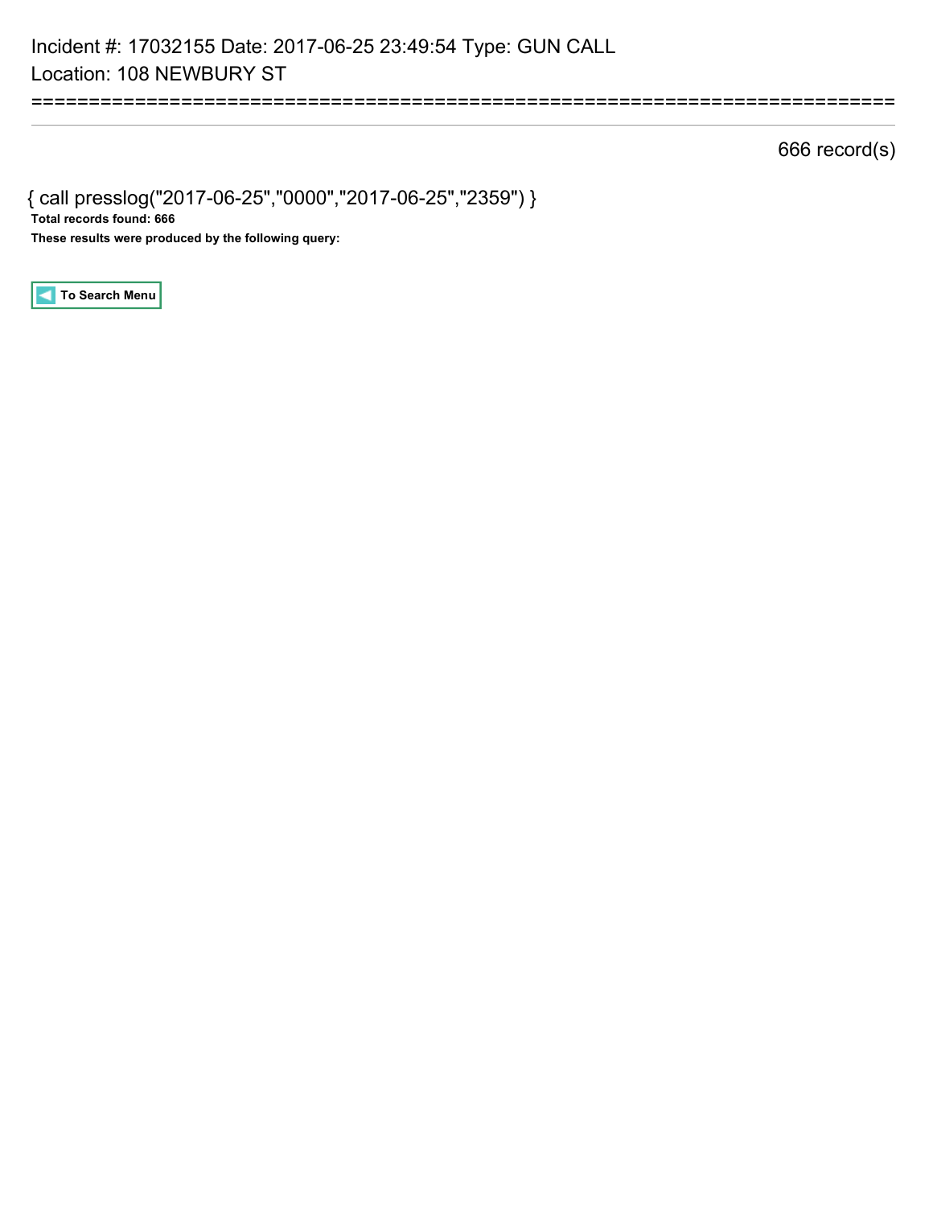Incident #: 17032155 Date: 2017-06-25 23:49:54 Type: GUN CALL
Location: 108 NEWBURY ST
===========================================================================

---

666 record(s)

{ call presslog("2017-06-25","0000","2017-06-25","2359") }

**Total records found: 666**

**These results were produced by the following query:**

**To Search Menu**